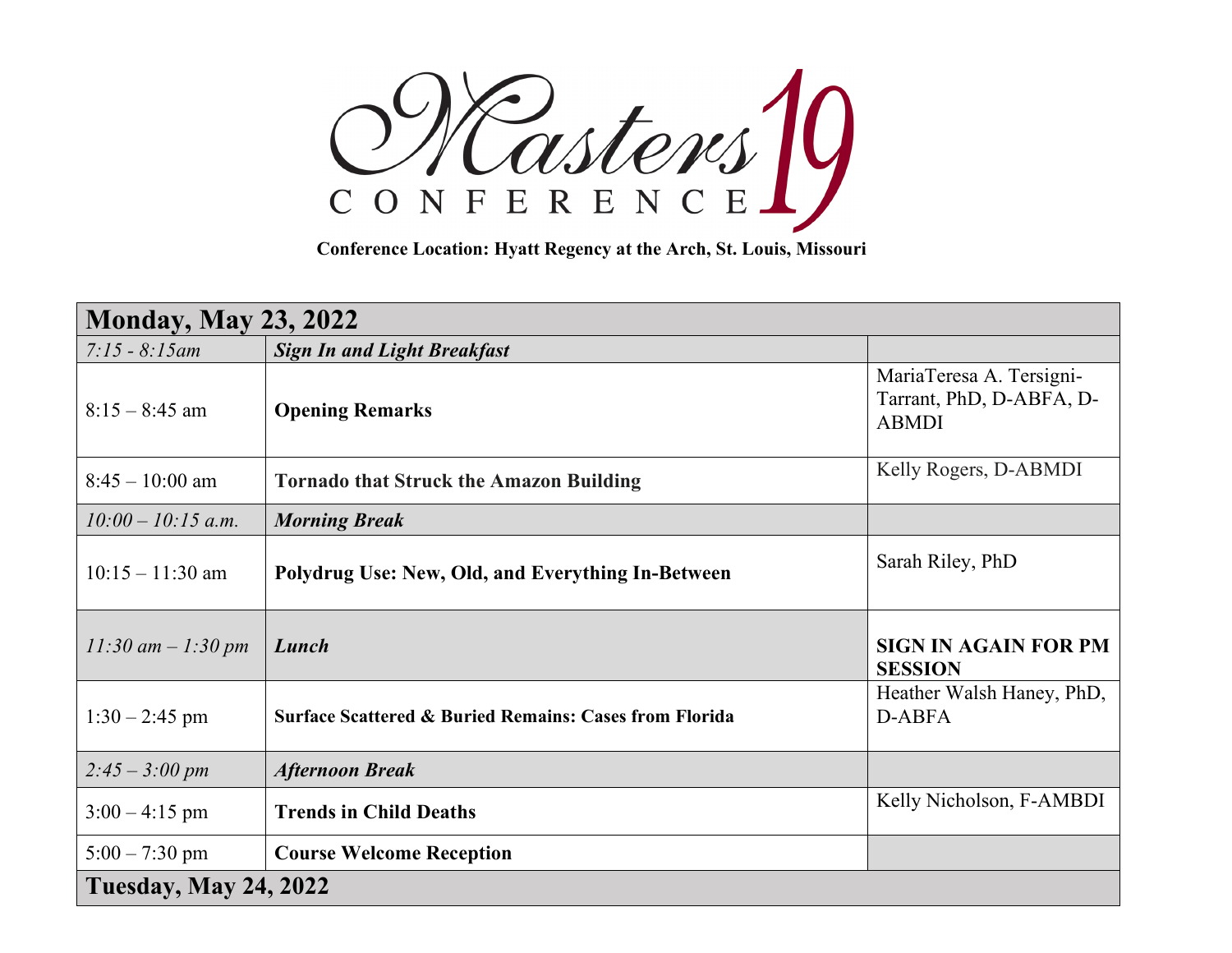# Masters Conference 19

**Conference Location: Hyatt Regency at the Arch, St. Louis, Missouri**

| **Monday, May 23, 2022** | | |
|---|---|---|
| *7:15 - 8:15am* | ***Sign In and Light Breakfast*** | |
| 8:15 – 8:45 am | **Opening Remarks** | MariaTeresa A. Tersigni-Tarrant, PhD, D-ABFA, D-ABMDI |
| 8:45 – 10:00 am | **Tornado that Struck the Amazon Building** | Kelly Rogers, D-ABMDI |
| *10:00 – 10:15 a.m.* | ***Morning Break*** | |
| 10:15 – 11:30 am | **Polydrug Use: New, Old, and Everything In-Between** | Sarah Riley, PhD |
| *11:30 am – 1:30 pm* | ***Lunch*** | **SIGN IN AGAIN FOR PM SESSION** |
| 1:30 – 2:45 pm | **Surface Scattered & Buried Remains: Cases from Florida** | Heather Walsh Haney, PhD, D-ABFA |
| *2:45 – 3:00 pm* | ***Afternoon Break*** | |
| 3:00 – 4:15 pm | **Trends in Child Deaths** | Kelly Nicholson, F-AMBDI |
| 5:00 – 7:30 pm | **Course Welcome Reception** | |
| **Tuesday, May 24, 2022** | | |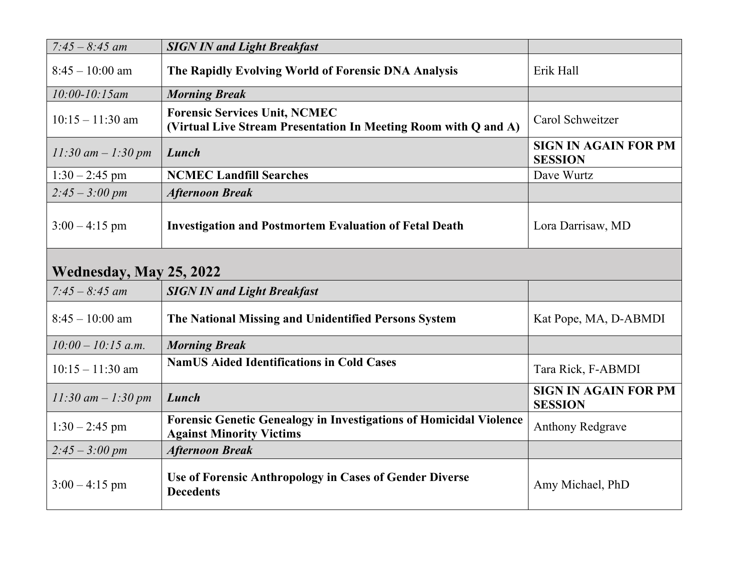| | | |
|---|---|---|
| *7:45 – 8:45 am* | ***SIGN IN and Light Breakfast*** | |
| 8:45 – 10:00 am | **The Rapidly Evolving World of Forensic DNA Analysis** | Erik Hall |
| *10:00-10:15am* | ***Morning Break*** | |
| 10:15 – 11:30 am | **Forensic Services Unit, NCMEC (Virtual Live Stream Presentation In Meeting Room with Q and A)** | Carol Schweitzer |
| *11:30 am – 1:30 pm* | ***Lunch*** | **SIGN IN AGAIN FOR PM SESSION** |
| 1:30 – 2:45 pm | **NCMEC Landfill Searches** | Dave Wurtz |
| *2:45 – 3:00 pm* | ***Afternoon Break*** | |
| 3:00 – 4:15 pm | **Investigation and Postmortem Evaluation of Fetal Death** | Lora Darrisaw, MD |

## Wednesday, May 25, 2022

| | | |
|---|---|---|
| *7:45 – 8:45 am* | ***SIGN IN and Light Breakfast*** | |
| 8:45 – 10:00 am | **The National Missing and Unidentified Persons System** | Kat Pope, MA, D-ABMDI |
| *10:00 – 10:15 a.m.* | ***Morning Break*** | |
| 10:15 – 11:30 am | **NamUS Aided Identifications in Cold Cases** | Tara Rick, F-ABMDI |
| *11:30 am – 1:30 pm* | ***Lunch*** | **SIGN IN AGAIN FOR PM SESSION** |
| 1:30 – 2:45 pm | **Forensic Genetic Genealogy in Investigations of Homicidal Violence Against Minority Victims** | Anthony Redgrave |
| *2:45 – 3:00 pm* | ***Afternoon Break*** | |
| 3:00 – 4:15 pm | **Use of Forensic Anthropology in Cases of Gender Diverse Decedents** | Amy Michael, PhD |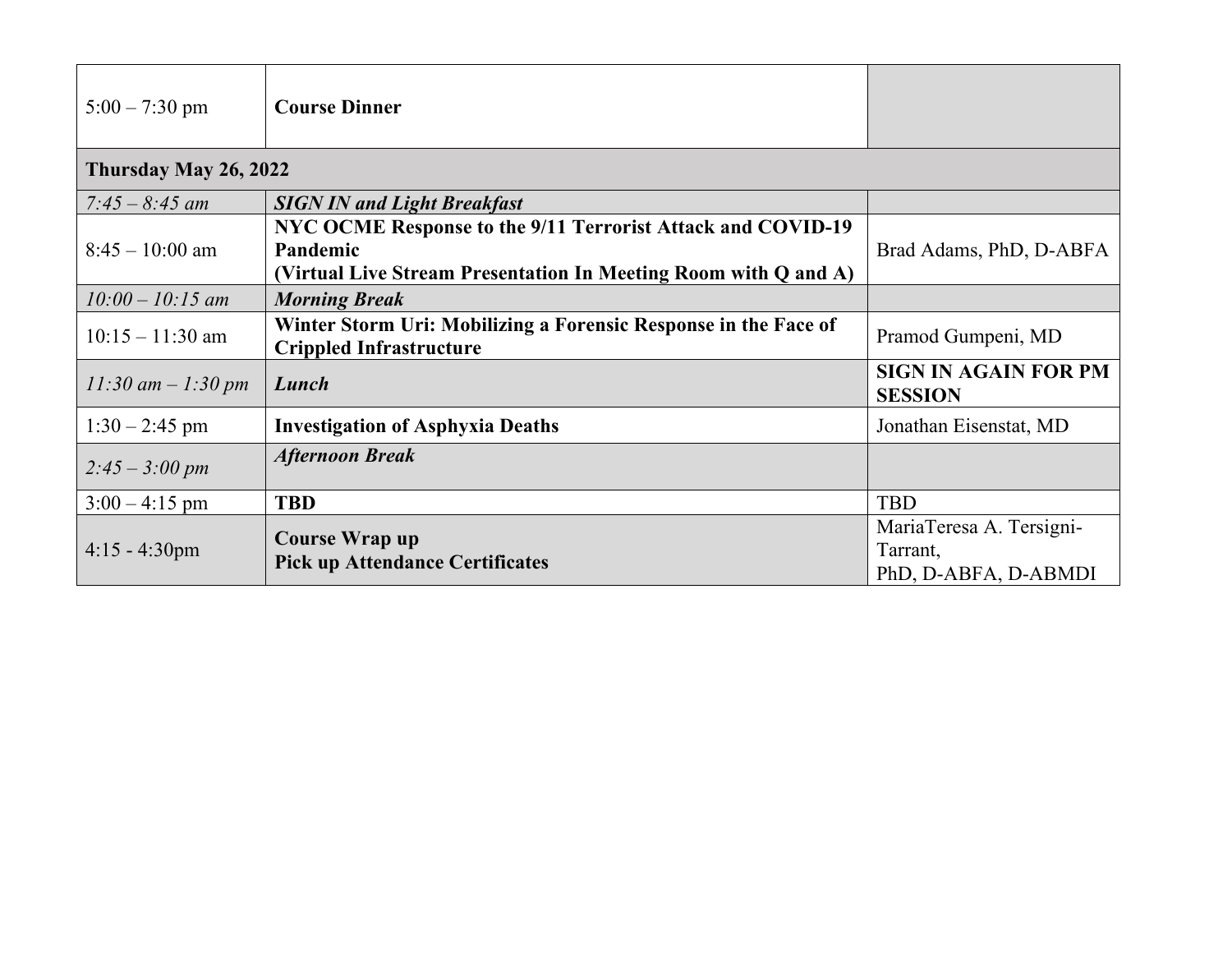| | | |
|---|---|---|
| 5:00 – 7:30 pm | **Course Dinner** | |
| **Thursday May 26, 2022** | | |
| *7:45 – 8:45 am* | ***SIGN IN and Light Breakfast*** | |
| 8:45 – 10:00 am | **NYC OCME Response to the 9/11 Terrorist Attack and COVID-19 Pandemic (Virtual Live Stream Presentation In Meeting Room with Q and A)** | Brad Adams, PhD, D-ABFA |
| *10:00 – 10:15 am* | ***Morning Break*** | |
| 10:15 – 11:30 am | **Winter Storm Uri: Mobilizing a Forensic Response in the Face of Crippled Infrastructure** | Pramod Gumpeni, MD |
| *11:30 am – 1:30 pm* | ***Lunch*** | **SIGN IN AGAIN FOR PM SESSION** |
| 1:30 – 2:45 pm | **Investigation of Asphyxia Deaths** | Jonathan Eisenstat, MD |
| *2:45 – 3:00 pm* | ***Afternoon Break*** | |
| 3:00 – 4:15 pm | **TBD** | TBD |
| 4:15 - 4:30pm | **Course Wrap up**<br>**Pick up Attendance Certificates** | MariaTeresa A. Tersigni-Tarrant, PhD, D-ABFA, D-ABMDI |